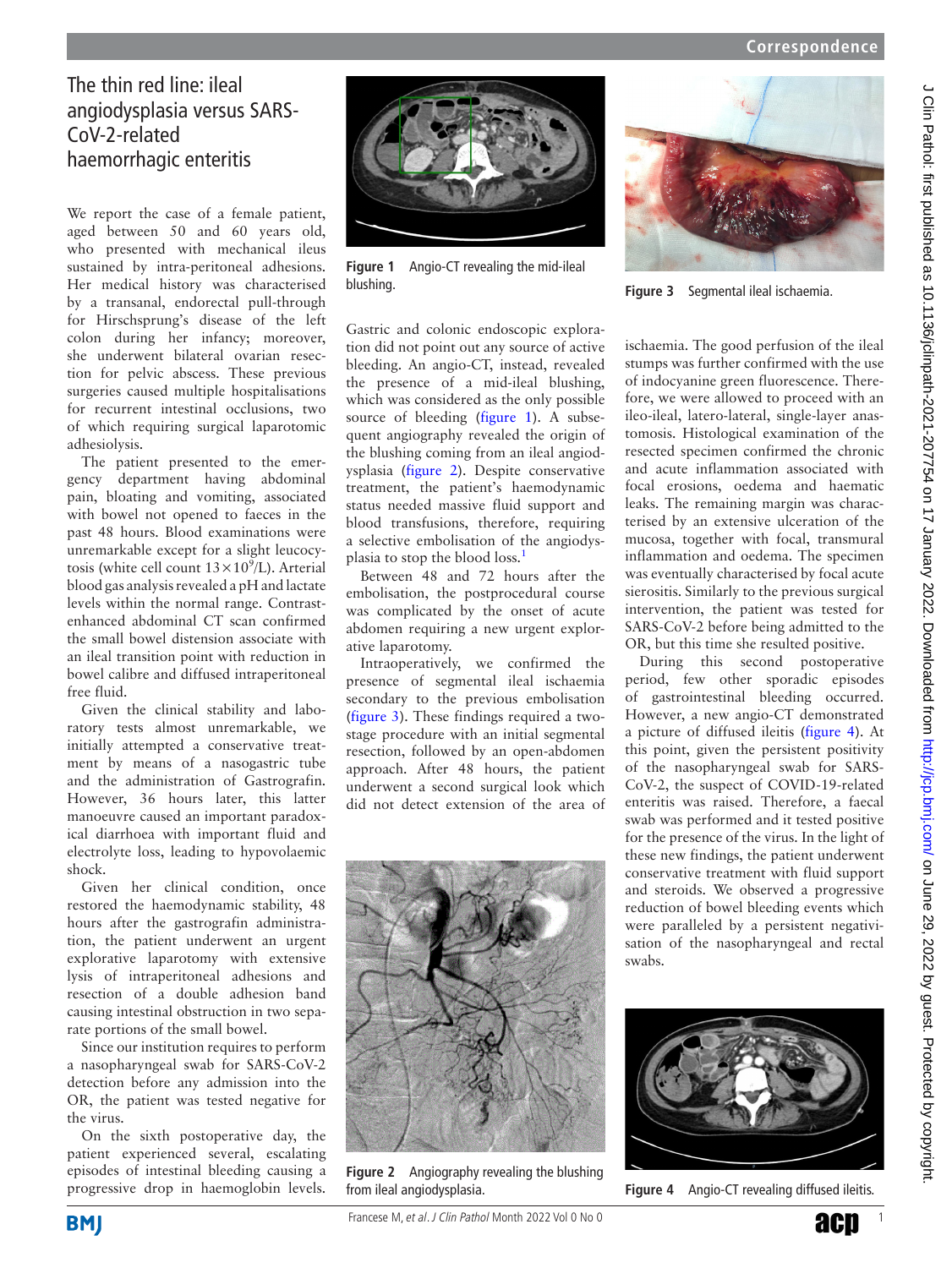# The thin red line: ileal angiodysplasia versus SARS-CoV-2-related haemorrhagic enteritis

We report the case of a female patient, aged between 50 and 60 years old, who presented with mechanical ileus sustained by intra-peritoneal adhesions. Her medical history was characterised by a transanal, endorectal pull-through for Hirschsprung's disease of the left colon during her infancy; moreover, she underwent bilateral ovarian resection for pelvic abscess. These previous surgeries caused multiple hospitalisations for recurrent intestinal occlusions, two of which requiring surgical laparotomic adhesiolysis.

The patient presented to the emergency department having abdominal pain, bloating and vomiting, associated with bowel not opened to faeces in the past 48 hours. Blood examinations were unremarkable except for a slight leucocytosis (white cell count $13\times10^9$/L). Arterial blood gas analysis revealed a pH and lactate levels within the normal range. Contrast-enhanced abdominal CT scan confirmed the small bowel distension associate with an ileal transition point with reduction in bowel calibre and diffused intraperitoneal free fluid.

Given the clinical stability and laboratory tests almost unremarkable, we initially attempted a conservative treatment by means of a nasogastric tube and the administration of Gastrografin. However, 36 hours later, this latter manoeuvre caused an important paradoxical diarrhoea with important fluid and electrolyte loss, leading to hypovolaemic shock.

Given her clinical condition, once restored the haemodynamic stability, 48 hours after the gastrografin administration, the patient underwent an urgent explorative laparotomy with extensive lysis of intraperitoneal adhesions and resection of a double adhesion band causing intestinal obstruction in two separate portions of the small bowel.

Since our institution requires to perform a nasopharyngeal swab for SARS-CoV-2 detection before any admission into the OR, the patient was tested negative for the virus.

On the sixth postoperative day, the patient experienced several, escalating episodes of intestinal bleeding causing a progressive drop in haemoglobin levels.

Figure 1 Angio-CT revealing the mid-ileal blushing.

Gastric and colonic endoscopic exploration did not point out any source of active bleeding. An angio-CT, instead, revealed the presence of a mid-ileal blushing, which was considered as the only possible source of bleeding (figure 1). A subsequent angiography revealed the origin of the blushing coming from an ileal angiodysplasia (figure 2). Despite conservative treatment, the patient's haemodynamic status needed massive fluid support and blood transfusions, therefore, requiring a selective embolisation of the angiodysplasia to stop the blood loss.[1]

Between 48 and 72 hours after the embolisation, the postprocedural course was complicated by the onset of acute abdomen requiring a new urgent explorative laparotomy.

Intraoperatively, we confirmed the presence of segmental ileal ischaemia secondary to the previous embolisation (figure 3). These findings required a two-stage procedure with an initial segmental resection, followed by an open-abdomen approach. After 48 hours, the patient underwent a second surgical look which did not detect extension of the area of ischaemia. The good perfusion of the ileal stumps was further confirmed with the use of indocyanine green fluorescence. Therefore, we were allowed to proceed with an ileo-ileal, latero-lateral, single-layer anastomosis. Histological examination of the resected specimen confirmed the chronic and acute inflammation associated with focal erosions, oedema and haematic leaks. The remaining margin was characterised by an extensive ulceration of the mucosa, together with focal, transmural inflammation and oedema. The specimen was eventually characterised by focal acute sierositis. Similarly to the previous surgical intervention, the patient was tested for SARS-CoV-2 before being admitted to the OR, but this time she resulted positive.

Figure 2 Angiography revealing the blushing from ileal angiodysplasia.

Figure 3 Segmental ileal ischaemia.

During this second postoperative period, few other sporadic episodes of gastrointestinal bleeding occurred. However, a new angio-CT demonstrated a picture of diffused ileitis (figure 4). At this point, given the persistent positivity of the nasopharyngeal swab for SARS-CoV-2, the suspect of COVID-19-related enteritis was raised. Therefore, a faecal swab was performed and it tested positive for the presence of the virus. In the light of these new findings, the patient underwent conservative treatment with fluid support and steroids. We observed a progressive reduction of bowel bleeding events which were paralleled by a persistent negativisation of the nasopharyngeal and rectal swabs.

Figure 4 Angio-CT revealing diffused ileitis.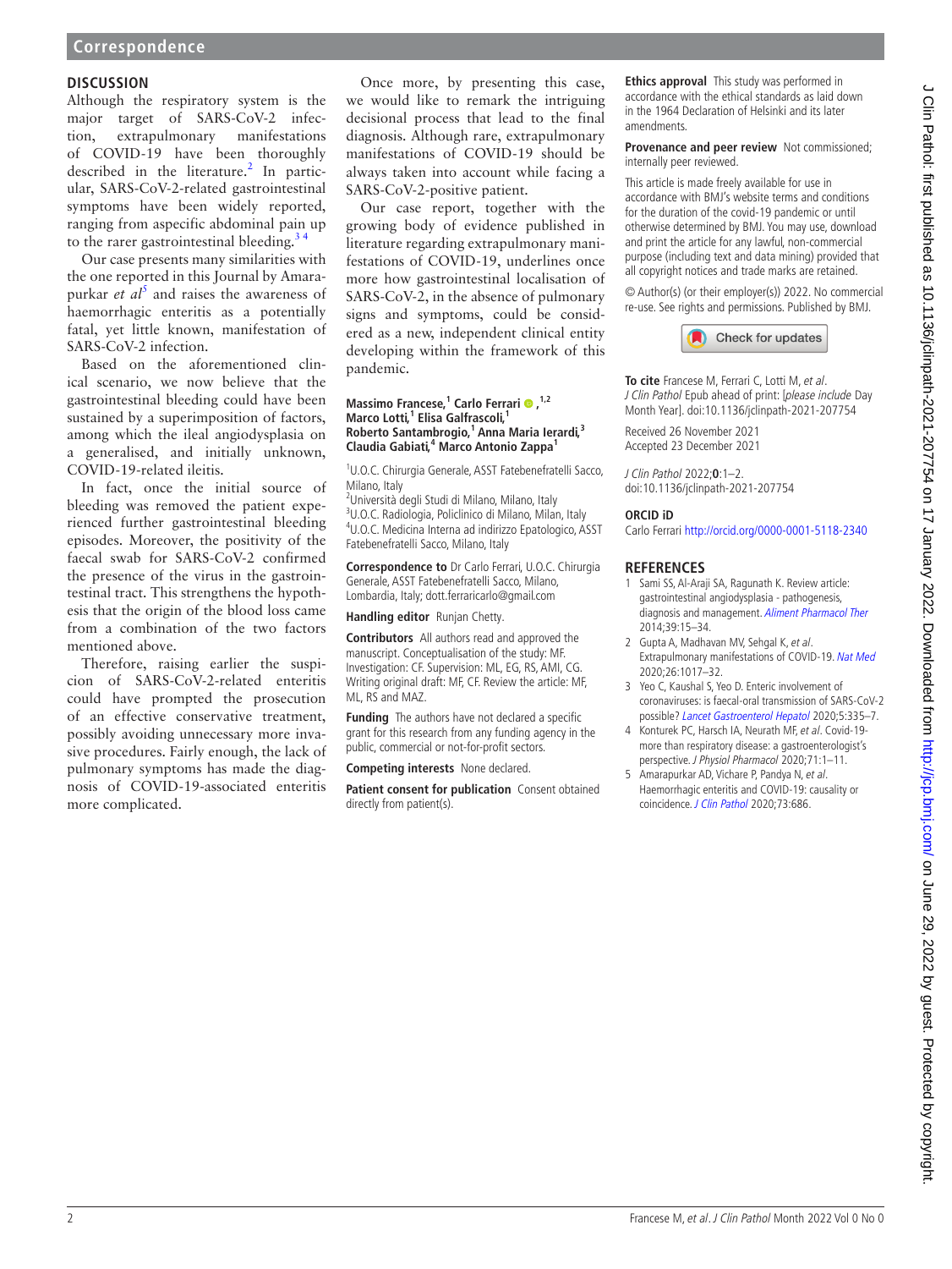## DISCUSSION

Although the respiratory system is the major target of SARS-CoV-2 infection, extrapulmonary manifestations of COVID-19 have been thoroughly described in the literature.[2] In particular, SARS-CoV-2-related gastrointestinal symptoms have been widely reported, ranging from aspecific abdominal pain up to the rarer gastrointestinal bleeding.[3 4]

Our case presents many similarities with the one reported in this Journal by Amarapurkar *et al*[5] and raises the awareness of haemorrhagic enteritis as a potentially fatal, yet little known, manifestation of SARS-CoV-2 infection.

Based on the aforementioned clinical scenario, we now believe that the gastrointestinal bleeding could have been sustained by a superimposition of factors, among which the ileal angiodysplasia on a generalised, and initially unknown, COVID-19-related ileitis.

In fact, once the initial source of bleeding was removed the patient experienced further gastrointestinal bleeding episodes. Moreover, the positivity of the faecal swab for SARS-CoV-2 confirmed the presence of the virus in the gastrointestinal tract. This strengthens the hypothesis that the origin of the blood loss came from a combination of the two factors mentioned above.

Therefore, raising earlier the suspicion of SARS-CoV-2-related enteritis could have prompted the prosecution of an effective conservative treatment, possibly avoiding unnecessary more invasive procedures. Fairly enough, the lack of pulmonary symptoms has made the diagnosis of COVID-19-associated enteritis more complicated.

Once more, by presenting this case, we would like to remark the intriguing decisional process that lead to the final diagnosis. Although rare, extrapulmonary manifestations of COVID-19 should be always taken into account while facing a SARS-CoV-2-positive patient.

Our case report, together with the growing body of evidence published in literature regarding extrapulmonary manifestations of COVID-19, underlines once more how gastrointestinal localisation of SARS-CoV-2, in the absence of pulmonary signs and symptoms, could be considered as a new, independent clinical entity developing within the framework of this pandemic.

**Massimo Francese,[1] Carlo Ferrari ,[1,2] Marco Lotti,[1] Elisa Galfrascoli,[1] Roberto Santambrogio,[1] Anna Maria Ierardi,[3] Claudia Gabiati,[4] Marco Antonio Zappa[1]**

[1]U.O.C. Chirurgia Generale, ASST Fatebenefratelli Sacco, Milano, Italy
[2]Università degli Studi di Milano, Milano, Italy
[3]U.O.C. Radiologia, Policlinico di Milano, Milan, Italy
[4]U.O.C. Medicina Interna ad indirizzo Epatologico, ASST Fatebenefratelli Sacco, Milano, Italy

**Correspondence to** Dr Carlo Ferrari, U.O.C. Chirurgia Generale, ASST Fatebenefratelli Sacco, Milano, Lombardia, Italy; dott.ferraricarlo@gmail.com

**Handling editor** Runjan Chetty.

**Contributors** All authors read and approved the manuscript. Conceptualisation of the study: MF. Investigation: CF. Supervision: ML, EG, RS, AMI, CG. Writing original draft: MF, CF. Review the article: MF, ML, RS and MAZ.

**Funding** The authors have not declared a specific grant for this research from any funding agency in the public, commercial or not-for-profit sectors.

**Competing interests** None declared.

**Patient consent for publication** Consent obtained directly from patient(s).

**Ethics approval** This study was performed in accordance with the ethical standards as laid down in the 1964 Declaration of Helsinki and its later amendments.

**Provenance and peer review** Not commissioned; internally peer reviewed.

This article is made freely available for use in accordance with BMJ's website terms and conditions for the duration of the covid-19 pandemic or until otherwise determined by BMJ. You may use, download and print the article for any lawful, non-commercial purpose (including text and data mining) provided that all copyright notices and trade marks are retained.

© Author(s) (or their employer(s)) 2022. No commercial re-use. See rights and permissions. Published by BMJ.

**To cite** Francese M, Ferrari C, Lotti M, *et al*. *J Clin Pathol* Epub ahead of print: [*please include* Day Month Year]. doi:10.1136/jclinpath-2021-207754

Received 26 November 2021
Accepted 23 December 2021

*J Clin Pathol* 2022;**0**:1–2.
doi:10.1136/jclinpath-2021-207754

**ORCID iD**

Carlo Ferrari http://orcid.org/0000-0001-5118-2340

## REFERENCES

1. Sami SS, Al-Araji SA, Ragunath K. Review article: gastrointestinal angiodysplasia - pathogenesis, diagnosis and management. *Aliment Pharmacol Ther* 2014;39:15–34.
2. Gupta A, Madhavan MV, Sehgal K, *et al*. Extrapulmonary manifestations of COVID-19. *Nat Med* 2020;26:1017–32.
3. Yeo C, Kaushal S, Yeo D. Enteric involvement of coronaviruses: is faecal-oral transmission of SARS-CoV-2 possible? *Lancet Gastroenterol Hepatol* 2020;5:335–7.
4. Konturek PC, Harsch IA, Neurath MF, *et al*. Covid-19-more than respiratory disease: a gastroenterologist's perspective. *J Physiol Pharmacol* 2020;71:1–11.
5. Amarapurkar AD, Vichare P, Pandya N, *et al*. Haemorrhagic enteritis and COVID-19: causality or coincidence. *J Clin Pathol* 2020;73:686.